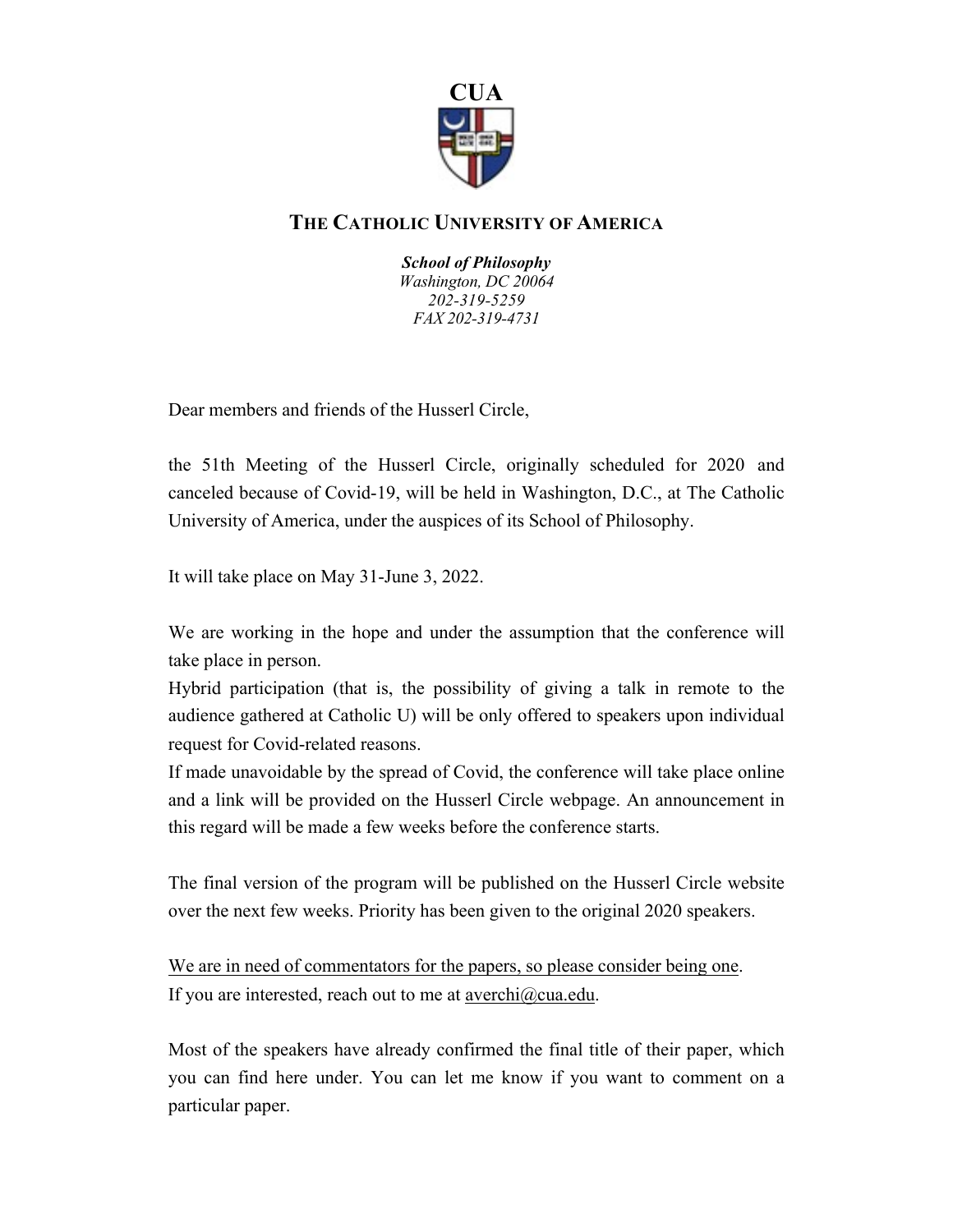# CUA

## THE CATHOLIC UNIVERSITY OF AMERICA

***School of Philosophy***
*Washington, DC 20064*
*202-319-5259*
*FAX 202-319-4731*

Dear members and friends of the Husserl Circle,

the 51th Meeting of the Husserl Circle, originally scheduled for 2020 and canceled because of Covid-19, will be held in Washington, D.C., at The Catholic University of America, under the auspices of its School of Philosophy.

It will take place on May 31-June 3, 2022.

We are working in the hope and under the assumption that the conference will take place in person.
Hybrid participation (that is, the possibility of giving a talk in remote to the audience gathered at Catholic U) will be only offered to speakers upon individual request for Covid-related reasons.
If made unavoidable by the spread of Covid, the conference will take place online and a link will be provided on the Husserl Circle webpage. An announcement in this regard will be made a few weeks before the conference starts.

The final version of the program will be published on the Husserl Circle website over the next few weeks. Priority has been given to the original 2020 speakers.

<u>We are in need of commentators for the papers, so please consider being one</u>.
If you are interested, reach out to me at averchi@cua.edu.

Most of the speakers have already confirmed the final title of their paper, which you can find here under. You can let me know if you want to comment on a particular paper.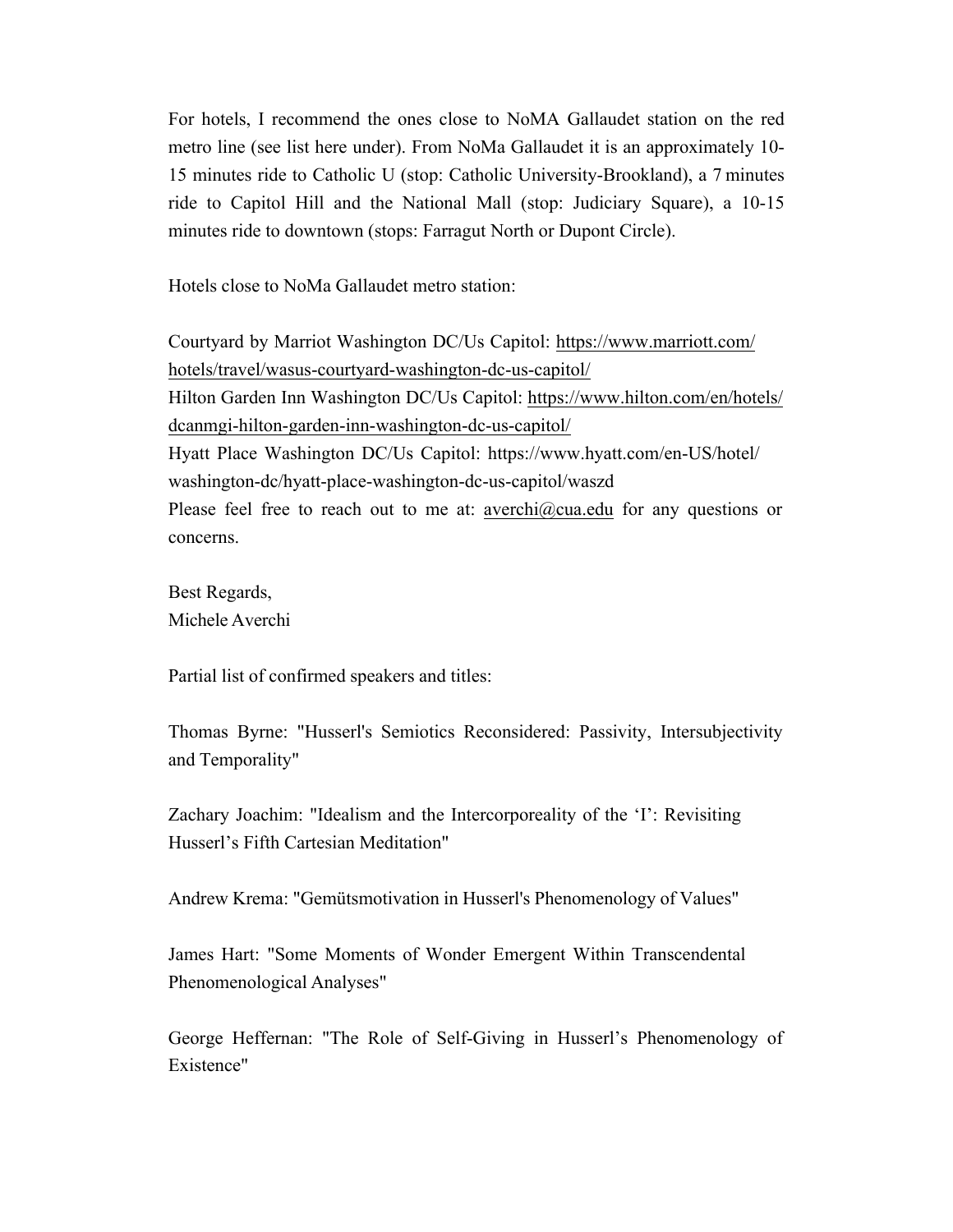For hotels, I recommend the ones close to NoMA Gallaudet station on the red metro line (see list here under). From NoMa Gallaudet it is an approximately 10-15 minutes ride to Catholic U (stop: Catholic University-Brookland), a 7 minutes ride to Capitol Hill and the National Mall (stop: Judiciary Square), a 10-15 minutes ride to downtown (stops: Farragut North or Dupont Circle).

Hotels close to NoMa Gallaudet metro station:

Courtyard by Marriot Washington DC/Us Capitol: https://www.marriott.com/hotels/travel/wasus-courtyard-washington-dc-us-capitol/
Hilton Garden Inn Washington DC/Us Capitol: https://www.hilton.com/en/hotels/dcanmgi-hilton-garden-inn-washington-dc-us-capitol/
Hyatt Place Washington DC/Us Capitol: https://www.hyatt.com/en-US/hotel/washington-dc/hyatt-place-washington-dc-us-capitol/waszd
Please feel free to reach out to me at: averchi@cua.edu for any questions or concerns.

Best Regards,
Michele Averchi

Partial list of confirmed speakers and titles:

Thomas Byrne: "Husserl's Semiotics Reconsidered: Passivity, Intersubjectivity and Temporality"

Zachary Joachim: "Idealism and the Intercorporeality of the 'I': Revisiting Husserl's Fifth Cartesian Meditation"

Andrew Krema: "Gemütsmotivation in Husserl's Phenomenology of Values"

James Hart: "Some Moments of Wonder Emergent Within Transcendental Phenomenological Analyses"

George Heffernan: "The Role of Self-Giving in Husserl's Phenomenology of Existence"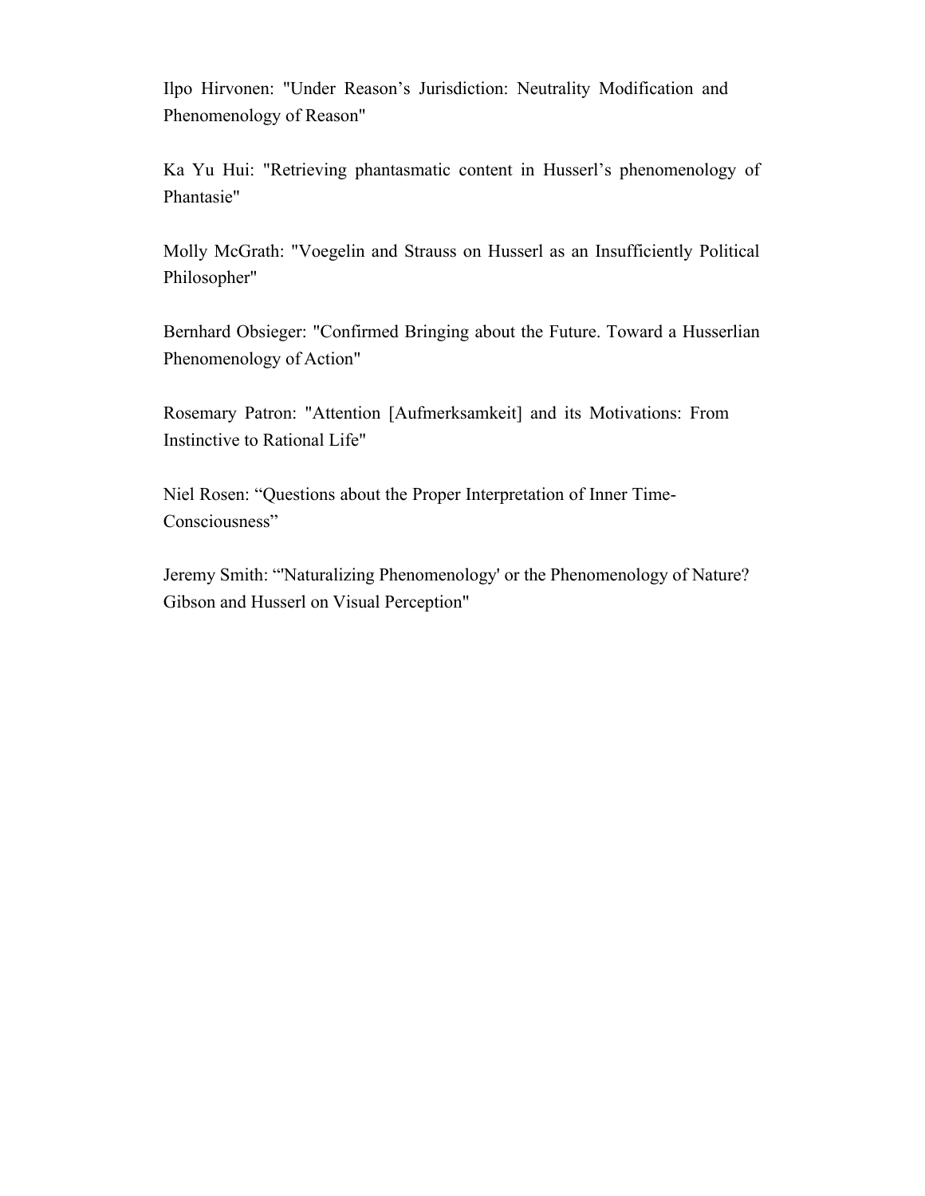Ilpo Hirvonen: "Under Reason's Jurisdiction: Neutrality Modification and Phenomenology of Reason"

Ka Yu Hui: "Retrieving phantasmatic content in Husserl's phenomenology of Phantasie"

Molly McGrath: "Voegelin and Strauss on Husserl as an Insufficiently Political Philosopher"

Bernhard Obsieger: "Confirmed Bringing about the Future. Toward a Husserlian Phenomenology of Action"

Rosemary Patron: "Attention [Aufmerksamkeit] and its Motivations: From Instinctive to Rational Life"

Niel Rosen: "Questions about the Proper Interpretation of Inner Time-Consciousness"

Jeremy Smith: "'Naturalizing Phenomenology' or the Phenomenology of Nature? Gibson and Husserl on Visual Perception"